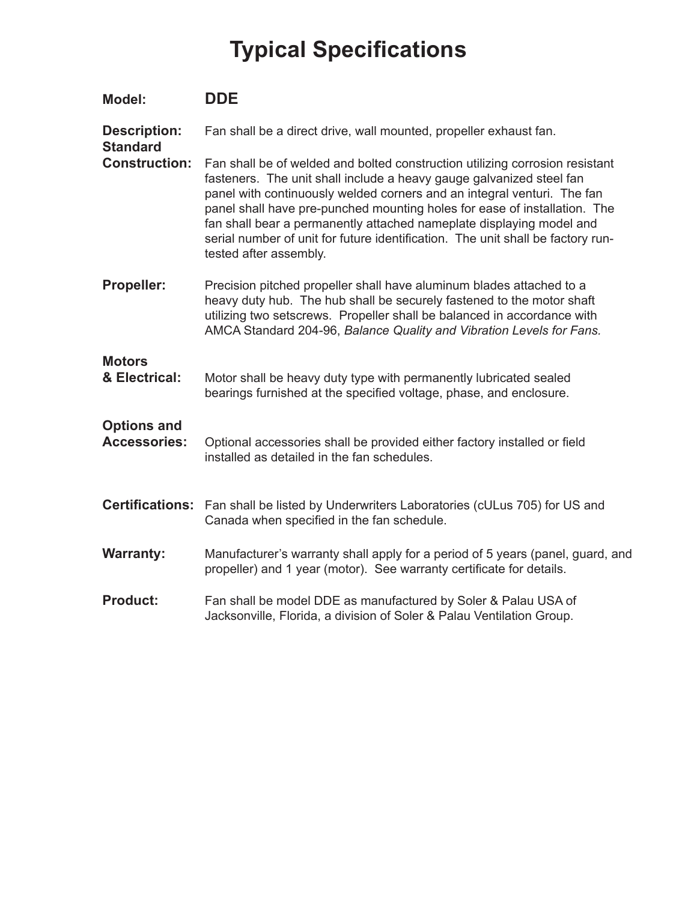# Typical Specifications

**Model:** **DDE**

**Description:** Fan shall be a direct drive, wall mounted, propeller exhaust fan.

**Standard Construction:** Fan shall be of welded and bolted construction utilizing corrosion resistant fasteners. The unit shall include a heavy gauge galvanized steel fan panel with continuously welded corners and an integral venturi. The fan panel shall have pre-punched mounting holes for ease of installation. The fan shall bear a permanently attached nameplate displaying model and serial number of unit for future identification. The unit shall be factory run-tested after assembly.

**Propeller:** Precision pitched propeller shall have aluminum blades attached to a heavy duty hub. The hub shall be securely fastened to the motor shaft utilizing two setscrews. Propeller shall be balanced in accordance with AMCA Standard 204-96, *Balance Quality and Vibration Levels for Fans.*

**Motors & Electrical:** Motor shall be heavy duty type with permanently lubricated sealed bearings furnished at the specified voltage, phase, and enclosure.

**Options and Accessories:** Optional accessories shall be provided either factory installed or field installed as detailed in the fan schedules.

**Certifications:** Fan shall be listed by Underwriters Laboratories (cULus 705) for US and Canada when specified in the fan schedule.

**Warranty:** Manufacturer's warranty shall apply for a period of 5 years (panel, guard, and propeller) and 1 year (motor). See warranty certificate for details.

**Product:** Fan shall be model DDE as manufactured by Soler & Palau USA of Jacksonville, Florida, a division of Soler & Palau Ventilation Group.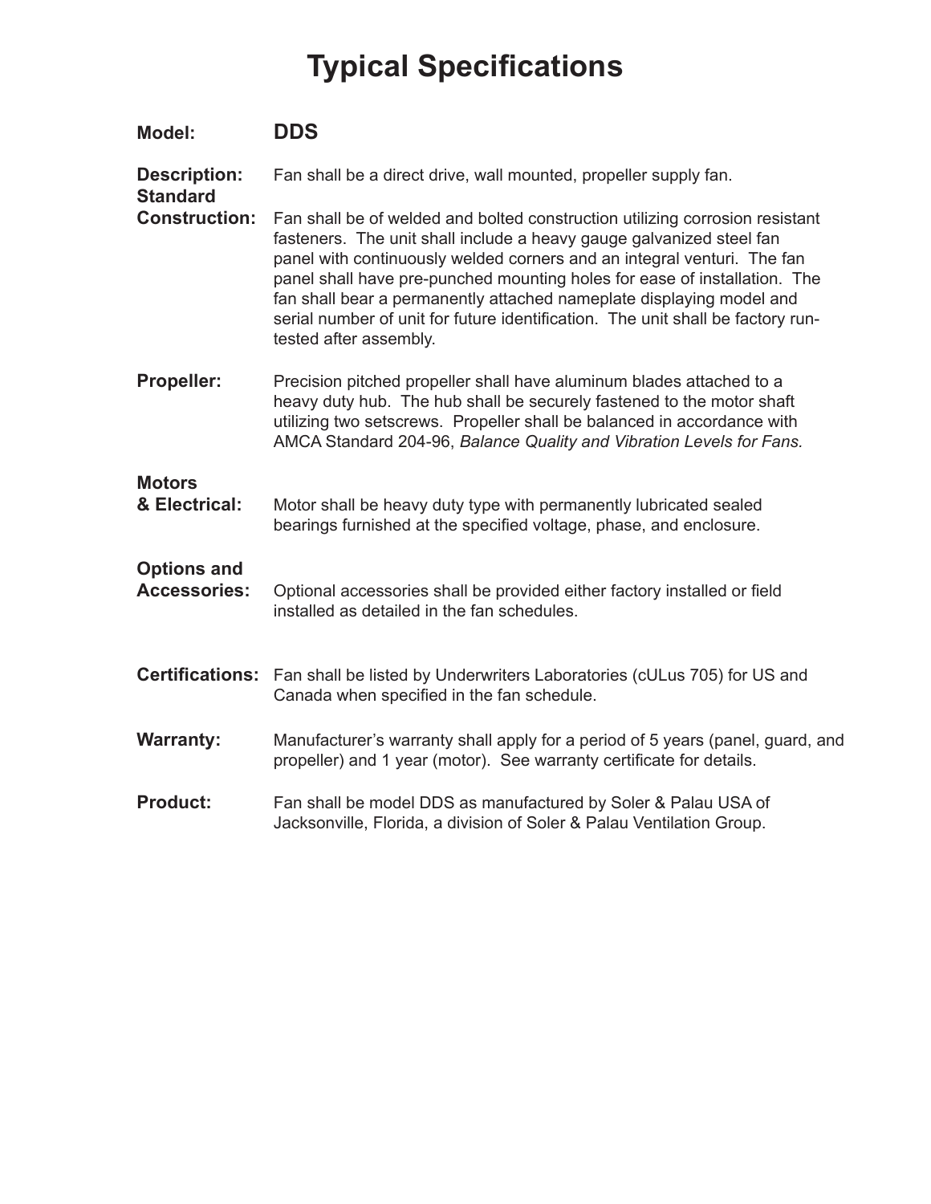# Typical Specifications

**Model:** **DDS**

**Description:** Fan shall be a direct drive, wall mounted, propeller supply fan.

**Standard Construction:** Fan shall be of welded and bolted construction utilizing corrosion resistant fasteners. The unit shall include a heavy gauge galvanized steel fan panel with continuously welded corners and an integral venturi. The fan panel shall have pre-punched mounting holes for ease of installation. The fan shall bear a permanently attached nameplate displaying model and serial number of unit for future identification. The unit shall be factory run-tested after assembly.

**Propeller:** Precision pitched propeller shall have aluminum blades attached to a heavy duty hub. The hub shall be securely fastened to the motor shaft utilizing two setscrews. Propeller shall be balanced in accordance with AMCA Standard 204-96, *Balance Quality and Vibration Levels for Fans.*

**Motors & Electrical:** Motor shall be heavy duty type with permanently lubricated sealed bearings furnished at the specified voltage, phase, and enclosure.

**Options and Accessories:** Optional accessories shall be provided either factory installed or field installed as detailed in the fan schedules.

**Certifications:** Fan shall be listed by Underwriters Laboratories (cULus 705) for US and Canada when specified in the fan schedule.

**Warranty:** Manufacturer's warranty shall apply for a period of 5 years (panel, guard, and propeller) and 1 year (motor). See warranty certificate for details.

**Product:** Fan shall be model DDS as manufactured by Soler & Palau USA of Jacksonville, Florida, a division of Soler & Palau Ventilation Group.